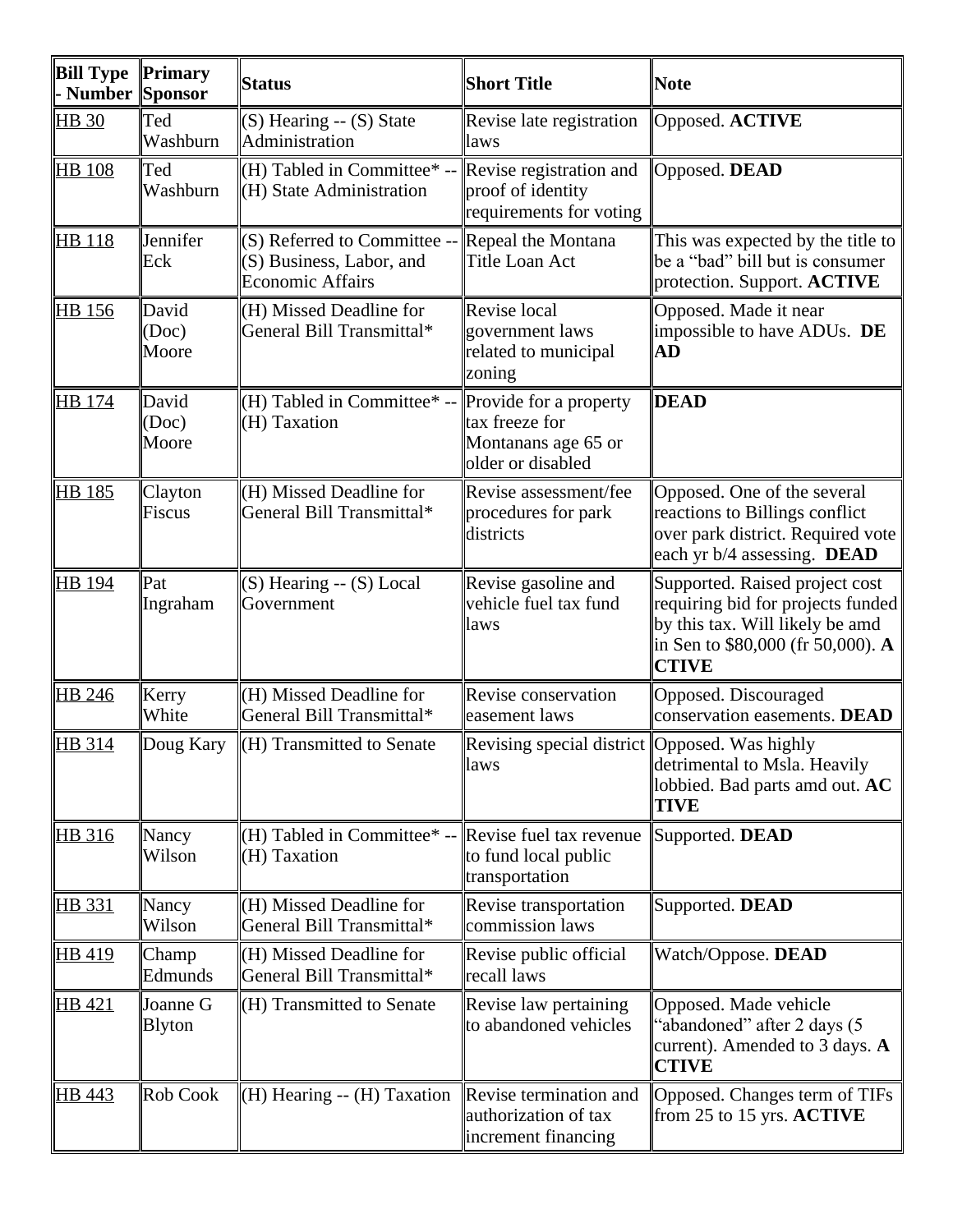| Bill Type - Number | Primary Sponsor | Status | Short Title | Note |
|---|---|---|---|---|
| HB 30 | Ted Washburn | (S) Hearing -- (S) State Administration | Revise late registration laws | Opposed. **ACTIVE** |
| HB 108 | Ted Washburn | (H) Tabled in Committee* -- (H) State Administration | Revise registration and proof of identity requirements for voting | Opposed. **DEAD** |
| HB 118 | Jennifer Eck | (S) Referred to Committee -- (S) Business, Labor, and Economic Affairs | Repeal the Montana Title Loan Act | This was expected by the title to be a "bad" bill but is consumer protection. Support. **ACTIVE** |
| HB 156 | David (Doc) Moore | (H) Missed Deadline for General Bill Transmittal* | Revise local government laws related to municipal zoning | Opposed. Made it near impossible to have ADUs. **DEAD** |
| HB 174 | David (Doc) Moore | (H) Tabled in Committee* -- (H) Taxation | Provide for a property tax freeze for Montanans age 65 or older or disabled | **DEAD** |
| HB 185 | Clayton Fiscus | (H) Missed Deadline for General Bill Transmittal* | Revise assessment/fee procedures for park districts | Opposed. One of the several reactions to Billings conflict over park district. Required vote each yr b/4 assessing. **DEAD** |
| HB 194 | Pat Ingraham | (S) Hearing -- (S) Local Government | Revise gasoline and vehicle fuel tax fund laws | Supported. Raised project cost requiring bid for projects funded by this tax. Will likely be amd in Sen to $80,000 (fr 50,000). **ACTIVE** |
| HB 246 | Kerry White | (H) Missed Deadline for General Bill Transmittal* | Revise conservation easement laws | Opposed. Discouraged conservation easements. **DEAD** |
| HB 314 | Doug Kary | (H) Transmitted to Senate | Revising special district laws | Opposed. Was highly detrimental to Msla. Heavily lobbied. Bad parts amd out. **ACTIVE** |
| HB 316 | Nancy Wilson | (H) Tabled in Committee* -- (H) Taxation | Revise fuel tax revenue to fund local public transportation | Supported. **DEAD** |
| HB 331 | Nancy Wilson | (H) Missed Deadline for General Bill Transmittal* | Revise transportation commission laws | Supported. **DEAD** |
| HB 419 | Champ Edmunds | (H) Missed Deadline for General Bill Transmittal* | Revise public official recall laws | Watch/Oppose. **DEAD** |
| HB 421 | Joanne G Blyton | (H) Transmitted to Senate | Revise law pertaining to abandoned vehicles | Opposed. Made vehicle "abandoned" after 2 days (5 current). Amended to 3 days. **ACTIVE** |
| HB 443 | Rob Cook | (H) Hearing -- (H) Taxation | Revise termination and authorization of tax increment financing | Opposed. Changes term of TIFs from 25 to 15 yrs. **ACTIVE** |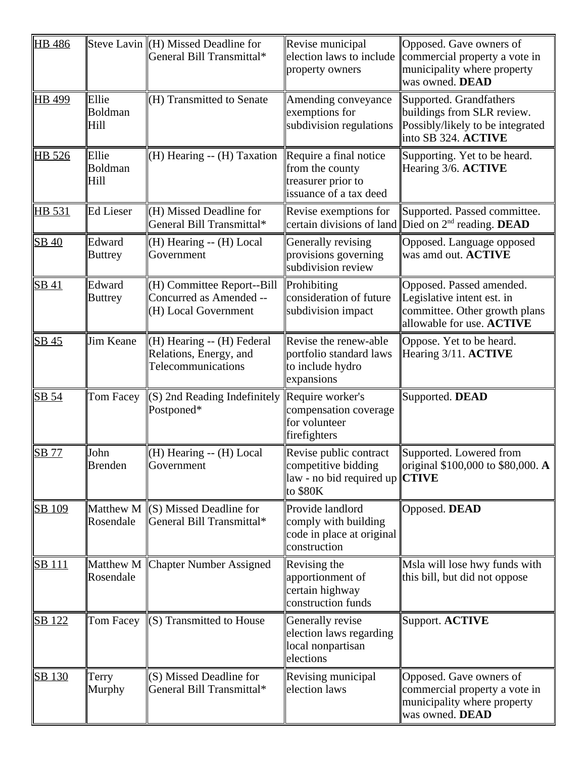| [HB 486]() | Steve Lavin | (H) Missed Deadline for General Bill Transmittal* | Revise municipal election laws to include property owners | Opposed. Gave owners of commercial property a vote in municipality where property was owned. **DEAD** |
|---|---|---|---|---|
| [HB 499]() | Ellie Boldman Hill | (H) Transmitted to Senate | Amending conveyance exemptions for subdivision regulations | Supported. Grandfathers buildings from SLR review. Possibly/likely to be integrated into SB 324. **ACTIVE** |
| [HB 526]() | Ellie Boldman Hill | (H) Hearing -- (H) Taxation | Require a final notice from the county treasurer prior to issuance of a tax deed | Supporting. Yet to be heard. Hearing 3/6. **ACTIVE** |
| [HB 531]() | Ed Lieser | (H) Missed Deadline for General Bill Transmittal* | Revise exemptions for certain divisions of land | Supported. Passed committee. Died on 2nd reading. **DEAD** |
| [SB 40]() | Edward Buttrey | (H) Hearing -- (H) Local Government | Generally revising provisions governing subdivision review | Opposed. Language opposed was amd out. **ACTIVE** |
| [SB 41]() | Edward Buttrey | (H) Committee Report--Bill Concurred as Amended -- (H) Local Government | Prohibiting consideration of future subdivision impact | Opposed. Passed amended. Legislative intent est. in committee. Other growth plans allowable for use. **ACTIVE** |
| [SB 45]() | Jim Keane | (H) Hearing -- (H) Federal Relations, Energy, and Telecommunications | Revise the renew-able portfolio standard laws to include hydro expansions | Oppose. Yet to be heard. Hearing 3/11. **ACTIVE** |
| [SB 54]() | Tom Facey | (S) 2nd Reading Indefinitely Postponed* | Require worker's compensation coverage for volunteer firefighters | Supported. **DEAD** |
| [SB 77]() | John Brenden | (H) Hearing -- (H) Local Government | Revise public contract competitive bidding law - no bid required up to $80K | Supported. Lowered from original $100,000 to $80,000. **ACTIVE** |
| [SB 109]() | Matthew M Rosendale | (S) Missed Deadline for General Bill Transmittal* | Provide landlord comply with building code in place at original construction | Opposed. **DEAD** |
| [SB 111]() | Matthew M Rosendale | Chapter Number Assigned | Revising the apportionment of certain highway construction funds | Msla will lose hwy funds with this bill, but did not oppose |
| [SB 122]() | Tom Facey | (S) Transmitted to House | Generally revise election laws regarding local nonpartisan elections | Support. **ACTIVE** |
| [SB 130]() | Terry Murphy | (S) Missed Deadline for General Bill Transmittal* | Revising municipal election laws | Opposed. Gave owners of commercial property a vote in municipality where property was owned. **DEAD** |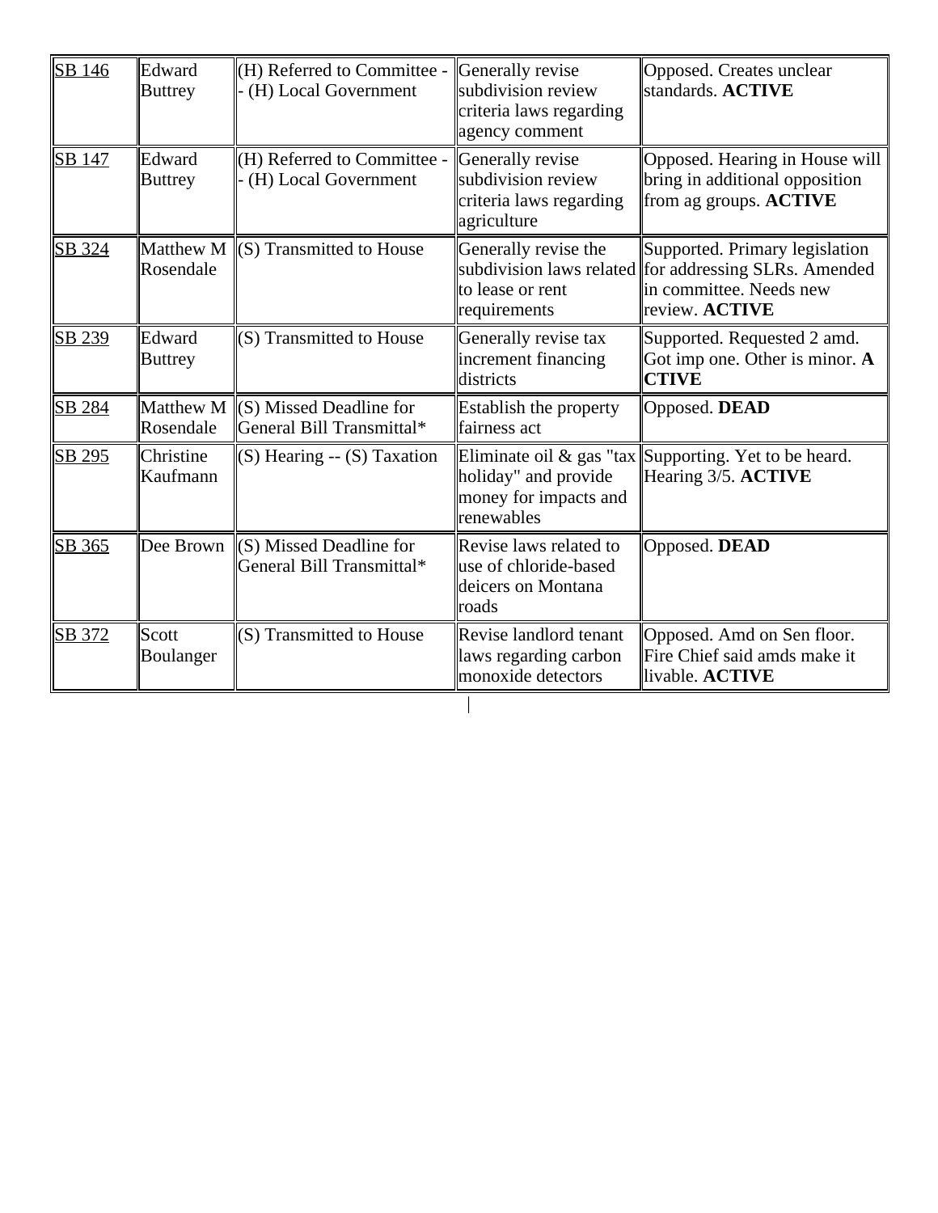| | | | | |
|---|---|---|---|---|
| SB 146 | Edward Buttrey | (H) Referred to Committee -- (H) Local Government | Generally revise subdivision review criteria laws regarding agency comment | Opposed. Creates unclear standards. **ACTIVE** |
| SB 147 | Edward Buttrey | (H) Referred to Committee -- (H) Local Government | Generally revise subdivision review criteria laws regarding agriculture | Opposed. Hearing in House will bring in additional opposition from ag groups. **ACTIVE** |
| SB 324 | Matthew M Rosendale | (S) Transmitted to House | Generally revise the subdivision laws related to lease or rent requirements | Supported. Primary legislation for addressing SLRs. Amended in committee. Needs new review. **ACTIVE** |
| SB 239 | Edward Buttrey | (S) Transmitted to House | Generally revise tax increment financing districts | Supported. Requested 2 amd. Got imp one. Other is minor. **ACTIVE** |
| SB 284 | Matthew M Rosendale | (S) Missed Deadline for General Bill Transmittal* | Establish the property fairness act | Opposed. **DEAD** |
| SB 295 | Christine Kaufmann | (S) Hearing -- (S) Taxation | Eliminate oil & gas "tax holiday" and provide money for impacts and renewables | Supporting. Yet to be heard. Hearing 3/5. **ACTIVE** |
| SB 365 | Dee Brown | (S) Missed Deadline for General Bill Transmittal* | Revise laws related to use of chloride-based deicers on Montana roads | Opposed. **DEAD** |
| SB 372 | Scott Boulanger | (S) Transmitted to House | Revise landlord tenant laws regarding carbon monoxide detectors | Opposed. Amd on Sen floor. Fire Chief said amds make it livable. **ACTIVE** |